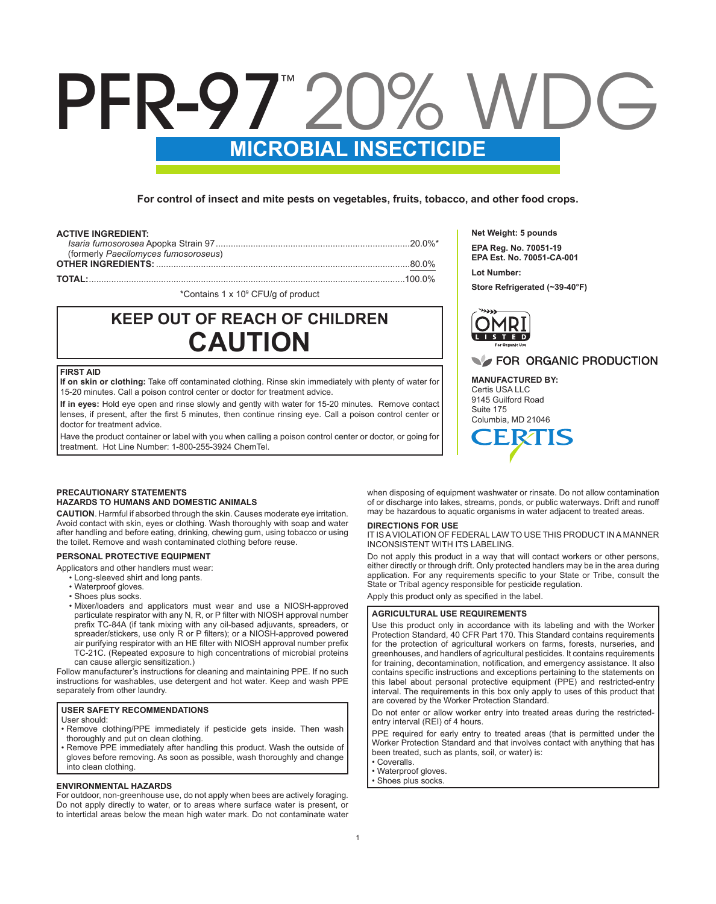# PFR-97™ 20% WDG

## MICROBIAL INSECTICIDE

**For control of insect and mite pests on vegetables, fruits, tobacco, and other food crops.**

**ACTIVE INGREDIENT:**

| | |
|---|---|
| *Isaria fumosorosea* Apopka Strain 97 (formerly *Paecilomyces fumosoroseus*) | 20.0%* |
| **OTHER INGREDIENTS:** | 80.0% |
| **TOTAL:** | 100.0% |

*Contains 1 x $10^9$ CFU/g of product

**Net Weight: 5 pounds**

**EPA Reg. No. 70051-19**
**EPA Est. No. 70051-CA-001**

**Lot Number:**

**Store Refrigerated (~39-40°F)**

OMRI LISTED For Organic Use

FOR ORGANIC PRODUCTION

**MANUFACTURED BY:**
Certis USA LLC
9145 Guilford Road
Suite 175
Columbia, MD 21046

CERTIS

## KEEP OUT OF REACH OF CHILDREN
## CAUTION

**FIRST AID**

**If on skin or clothing:** Take off contaminated clothing. Rinse skin immediately with plenty of water for 15-20 minutes. Call a poison control center or doctor for treatment advice.

**If in eyes:** Hold eye open and rinse slowly and gently with water for 15-20 minutes. Remove contact lenses, if present, after the first 5 minutes, then continue rinsing eye. Call a poison control center or doctor for treatment advice.

Have the product container or label with you when calling a poison control center or doctor, or going for treatment. Hot Line Number: 1-800-255-3924 ChemTel.

### PRECAUTIONARY STATEMENTS
### HAZARDS TO HUMANS AND DOMESTIC ANIMALS

**CAUTION**. Harmful if absorbed through the skin. Causes moderate eye irritation. Avoid contact with skin, eyes or clothing. Wash thoroughly with soap and water after handling and before eating, drinking, chewing gum, using tobacco or using the toilet. Remove and wash contaminated clothing before reuse.

### PERSONAL PROTECTIVE EQUIPMENT

Applicators and other handlers must wear:

- Long-sleeved shirt and long pants.
- Waterproof gloves.
- Shoes plus socks.
- Mixer/loaders and applicators must wear and use a NIOSH-approved particulate respirator with any N, R, or P filter with NIOSH approval number prefix TC-84A (if tank mixing with any oil-based adjuvants, spreaders, or spreader/stickers, use only R or P filters); or a NIOSH-approved powered air purifying respirator with an HE filter with NIOSH approval number prefix TC-21C. (Repeated exposure to high concentrations of microbial proteins can cause allergic sensitization.)

Follow manufacturer's instructions for cleaning and maintaining PPE. If no such instructions for washables, use detergent and hot water. Keep and wash PPE separately from other laundry.

**USER SAFETY RECOMMENDATIONS**

User should:

- Remove clothing/PPE immediately if pesticide gets inside. Then wash thoroughly and put on clean clothing.
- Remove PPE immediately after handling this product. Wash the outside of gloves before removing. As soon as possible, wash thoroughly and change into clean clothing.

### ENVIRONMENTAL HAZARDS

For outdoor, non-greenhouse use, do not apply when bees are actively foraging. Do not apply directly to water, or to areas where surface water is present, or to intertidal areas below the mean high water mark. Do not contaminate water when disposing of equipment washwater or rinsate. Do not allow contamination of or discharge into lakes, streams, ponds, or public waterways. Drift and runoff may be hazardous to aquatic organisms in water adjacent to treated areas.

### DIRECTIONS FOR USE

IT IS A VIOLATION OF FEDERAL LAW TO USE THIS PRODUCT IN A MANNER INCONSISTENT WITH ITS LABELING.

Do not apply this product in a way that will contact workers or other persons, either directly or through drift. Only protected handlers may be in the area during application. For any requirements specific to your State or Tribe, consult the State or Tribal agency responsible for pesticide regulation.

Apply this product only as specified in the label.

**AGRICULTURAL USE REQUIREMENTS**

Use this product only in accordance with its labeling and with the Worker Protection Standard, 40 CFR Part 170. This Standard contains requirements for the protection of agricultural workers on farms, forests, nurseries, and greenhouses, and handlers of agricultural pesticides. It contains requirements for training, decontamination, notification, and emergency assistance. It also contains specific instructions and exceptions pertaining to the statements on this label about personal protective equipment (PPE) and restricted-entry interval. The requirements in this box only apply to uses of this product that are covered by the Worker Protection Standard.

Do not enter or allow worker entry into treated areas during the restricted-entry interval (REI) of 4 hours.

PPE required for early entry to treated areas (that is permitted under the Worker Protection Standard and that involves contact with anything that has been treated, such as plants, soil, or water) is:

- Coveralls.
- Waterproof gloves.
- Shoes plus socks.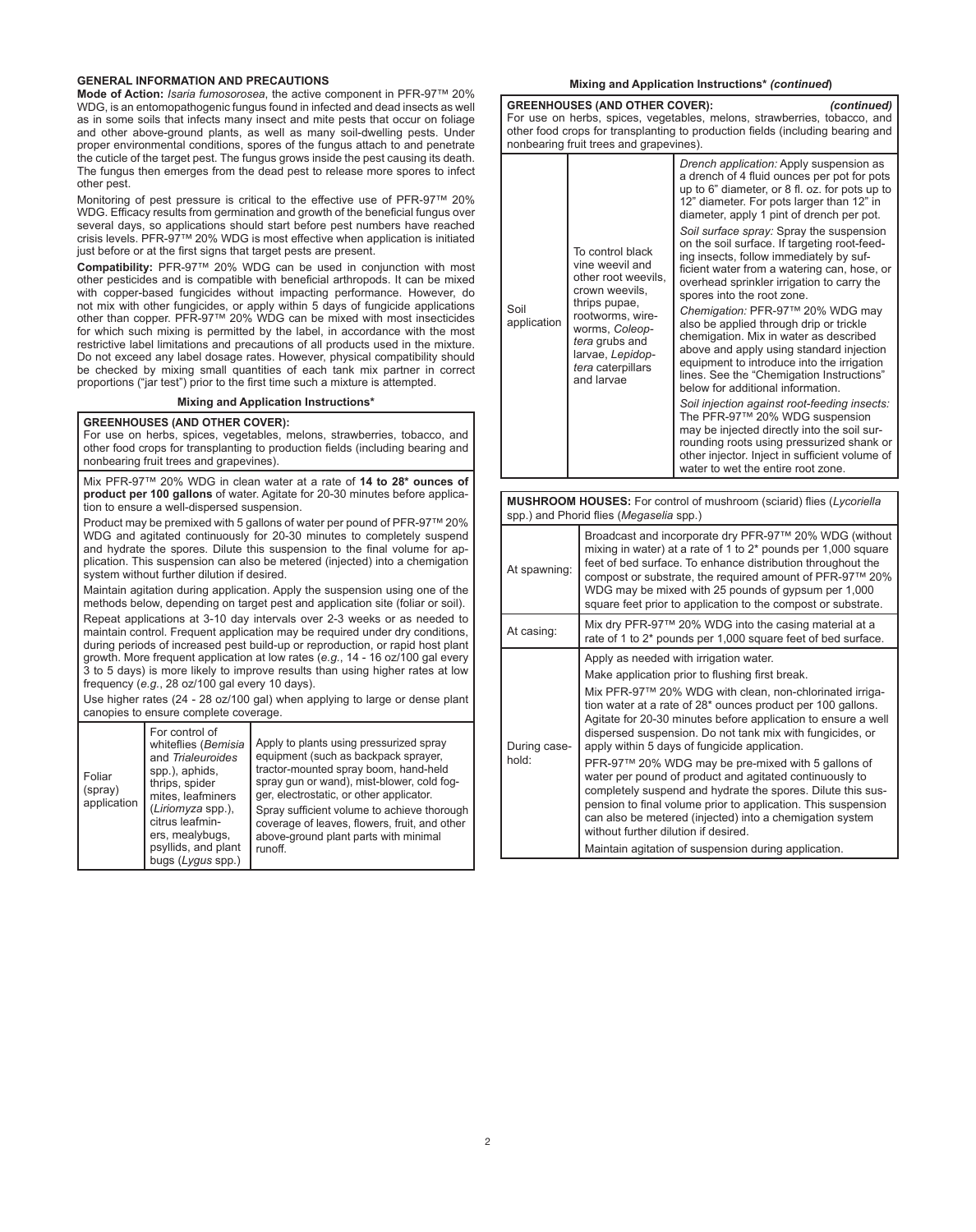## GENERAL INFORMATION AND PRECAUTIONS

**Mode of Action:** *Isaria fumosorosea*, the active component in PFR-97™ 20% WDG, is an entomopathogenic fungus found in infected and dead insects as well as in some soils that infects many insect and mite pests that occur on foliage and other above-ground plants, as well as many soil-dwelling pests. Under proper environmental conditions, spores of the fungus attach to and penetrate the cuticle of the target pest. The fungus grows inside the pest causing its death. The fungus then emerges from the dead pest to release more spores to infect other pest.

Monitoring of pest pressure is critical to the effective use of PFR-97™ 20% WDG. Efficacy results from germination and growth of the beneficial fungus over several days, so applications should start before pest numbers have reached crisis levels. PFR-97™ 20% WDG is most effective when application is initiated just before or at the first signs that target pests are present.

**Compatibility:** PFR-97™ 20% WDG can be used in conjunction with most other pesticides and is compatible with beneficial arthropods. It can be mixed with copper-based fungicides without impacting performance. However, do not mix with other fungicides, or apply within 5 days of fungicide applications other than copper. PFR-97™ 20% WDG can be mixed with most insecticides for which such mixing is permitted by the label, in accordance with the most restrictive label limitations and precautions of all products used in the mixture. Do not exceed any label dosage rates. However, physical compatibility should be checked by mixing small quantities of each tank mix partner in correct proportions ("jar test") prior to the first time such a mixture is attempted.

### Mixing and Application Instructions*

**GREENHOUSES (AND OTHER COVER):**
For use on herbs, spices, vegetables, melons, strawberries, tobacco, and other food crops for transplanting to production fields (including bearing and nonbearing fruit trees and grapevines).

Mix PFR-97™ 20% WDG in clean water at a rate of **14 to 28* ounces of product per 100 gallons** of water. Agitate for 20-30 minutes before application to ensure a well-dispersed suspension.

Product may be premixed with 5 gallons of water per pound of PFR-97™ 20% WDG and agitated continuously for 20-30 minutes to completely suspend and hydrate the spores. Dilute this suspension to the final volume for application. This suspension can also be metered (injected) into a chemigation system without further dilution if desired.

Maintain agitation during application. Apply the suspension using one of the methods below, depending on target pest and application site (foliar or soil).

Repeat applications at 3-10 day intervals over 2-3 weeks or as needed to maintain control. Frequent application may be required under dry conditions, during periods of increased pest build-up or reproduction, or rapid host plant growth. More frequent application at low rates (*e.g.*, 14 - 16 oz/100 gal every 3 to 5 days) is more likely to improve results than using higher rates at low frequency (*e.g.*, 28 oz/100 gal every 10 days).

Use higher rates (24 - 28 oz/100 gal) when applying to large or dense plant canopies to ensure complete coverage.

| | | |
|---|---|---|
| Foliar (spray) application | For control of whiteflies (*Bemisia* and *Trialeuroides* spp.), aphids, thrips, spider mites, leafminers (*Liriomyza* spp.), citrus leafminers, mealybugs, psyllids, and plant bugs (*Lygus* spp.) | Apply to plants using pressurized spray equipment (such as backpack sprayer, tractor-mounted spray boom, hand-held spray gun or wand), mist-blower, cold fogger, electrostatic, or other applicator.<br>Spray sufficient volume to achieve thorough coverage of leaves, flowers, fruit, and other above-ground plant parts with minimal runoff. |

### Mixing and Application Instructions* *(continued)*

**GREENHOUSES (AND OTHER COVER):** *(continued)*
For use on herbs, spices, vegetables, melons, strawberries, tobacco, and other food crops for transplanting to production fields (including bearing and nonbearing fruit trees and grapevines).

| | | |
|---|---|---|
| Soil application | To control black vine weevil and other root weevils, crown weevils, thrips pupae, rootworms, wireworms, *Coleoptera* grubs and larvae, *Lepidoptera* caterpillars and larvae | *Drench application:* Apply suspension as a drench of 4 fluid ounces per pot for pots up to 6" diameter, or 8 fl. oz. for pots up to 12" diameter. For pots larger than 12" in diameter, apply 1 pint of drench per pot.<br>*Soil surface spray:* Spray the suspension on the soil surface. If targeting root-feeding insects, follow immediately by sufficient water from a watering can, hose, or overhead sprinkler irrigation to carry the spores into the root zone.<br>*Chemigation:* PFR-97™ 20% WDG may also be applied through drip or trickle chemigation. Mix in water as described above and apply using standard injection equipment to introduce into the irrigation lines. See the "Chemigation Instructions" below for additional information.<br>*Soil injection against root-feeding insects:* The PFR-97™ 20% WDG suspension may be injected directly into the soil surrounding roots using pressurized shank or other injector. Inject in sufficient volume of water to wet the entire root zone. |

**MUSHROOM HOUSES:** For control of mushroom (sciarid) flies (*Lycoriella* spp.) and Phorid flies (*Megaselia* spp.)

| | |
|---|---|
| At spawning: | Broadcast and incorporate dry PFR-97™ 20% WDG (without mixing in water) at a rate of 1 to 2* pounds per 1,000 square feet of bed surface. To enhance distribution throughout the compost or substrate, the required amount of PFR-97™ 20% WDG may be mixed with 25 pounds of gypsum per 1,000 square feet prior to application to the compost or substrate. |
| At casing: | Mix dry PFR-97™ 20% WDG into the casing material at a rate of 1 to 2* pounds per 1,000 square feet of bed surface. |
| During case-hold: | Apply as needed with irrigation water.<br>Make application prior to flushing first break.<br>Mix PFR-97™ 20% WDG with clean, non-chlorinated irrigation water at a rate of 28* ounces product per 100 gallons. Agitate for 20-30 minutes before application to ensure a well dispersed suspension. Do not tank mix with fungicides, or apply within 5 days of fungicide application.<br>PFR-97™ 20% WDG may be pre-mixed with 5 gallons of water per pound of product and agitated continuously to completely suspend and hydrate the spores. Dilute this suspension to final volume prior to application. This suspension can also be metered (injected) into a chemigation system without further dilution if desired.<br>Maintain agitation of suspension during application. |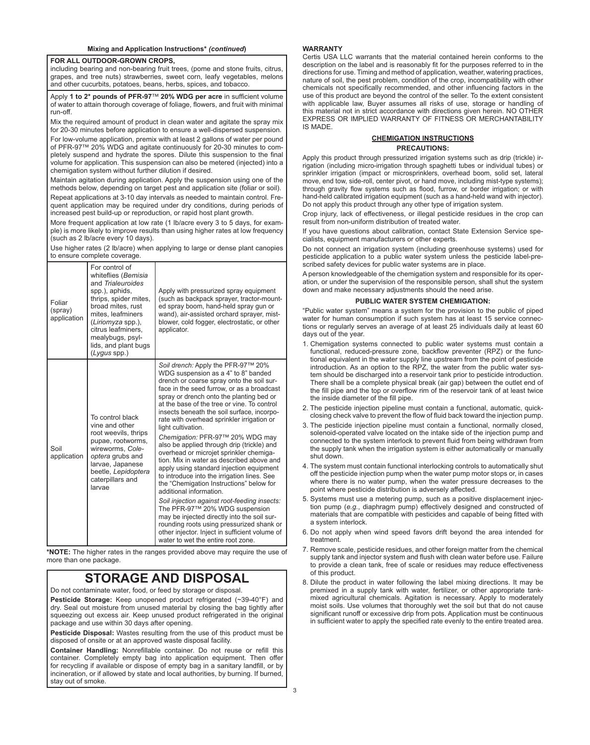**Mixing and Application Instructions\*** ***(continued)***

**FOR ALL OUTDOOR-GROWN CROPS,**
including bearing and non-bearing fruit trees, (pome and stone fruits, citrus, grapes, and tree nuts) strawberries, sweet corn, leafy vegetables, melons and other cucurbits, potatoes, beans, herbs, spices, and tobacco.

Apply **1 to 2\* pounds of PFR-97™ 20% WDG per acre** in sufficient volume of water to attain thorough coverage of foliage, flowers, and fruit with minimal run-off.

Mix the required amount of product in clean water and agitate the spray mix for 20-30 minutes before application to ensure a well-dispersed suspension.

For low-volume application, premix with at least 2 gallons of water per pound of PFR-97™ 20% WDG and agitate continuously for 20-30 minutes to completely suspend and hydrate the spores. Dilute this suspension to the final volume for application. This suspension can also be metered (injected) into a chemigation system without further dilution if desired.

Maintain agitation during application. Apply the suspension using one of the methods below, depending on target pest and application site (foliar or soil).

Repeat applications at 3-10 day intervals as needed to maintain control. Frequent application may be required under dry conditions, during periods of increased pest build-up or reproduction, or rapid host plant growth.

More frequent application at low rate (1 lb/acre every 3 to 5 days, for example) is more likely to improve results than using higher rates at low frequency (such as 2 lb/acre every 10 days).

Use higher rates (2 lb/acre) when applying to large or dense plant canopies to ensure complete coverage.

| | | |
|---|---|---|
| Foliar (spray) application | For control of whiteflies (*Bemisia* and *Trialeuroides* spp.), aphids, thrips, spider mites, broad mites, rust mites, leafminers (*Liriomyza* spp.), citrus leafminers, mealybugs, psyllids, and plant bugs (*Lygus* spp.) | Apply with pressurized spray equipment (such as backpack sprayer, tractor-mounted spray boom, hand-held spray gun or wand), air-assisted orchard sprayer, mist-blower, cold fogger, electrostatic, or other applicator. |
| Soil application | To control black vine and other root weevils, thrips pupae, rootworms, wireworms, *Coleoptera* grubs and larvae, Japanese beetle, *Lepidoptera* caterpillars and larvae | *Soil drench:* Apply the PFR-97™ 20% WDG suspension as a 4" to 8" banded drench or coarse spray onto the soil surface in the seed furrow, or as a broadcast spray or drench onto the planting bed or at the base of the tree or vine. To control insects beneath the soil surface, incorporate with overhead sprinkler irrigation or light cultivation.<br><br>*Chemigation:* PFR-97™ 20% WDG may also be applied through drip (trickle) and overhead or microjet sprinkler chemigation. Mix in water as described above and apply using standard injection equipment to introduce into the irrigation lines. See the "Chemigation Instructions" below for additional information.<br><br>*Soil injection against root-feeding insects:* The PFR-97™ 20% WDG suspension may be injected directly into the soil surrounding roots using pressurized shank or other injector. Inject in sufficient volume of water to wet the entire root zone. |

**\*NOTE:** The higher rates in the ranges provided above may require the use of more than one package.

# STORAGE AND DISPOSAL

Do not contaminate water, food, or feed by storage or disposal.

**Pesticide Storage:** Keep unopened product refrigerated (~39-40°F) and dry. Seal out moisture from unused material by closing the bag tightly after squeezing out excess air. Keep unused product refrigerated in the original package and use within 30 days after opening.

**Pesticide Disposal:** Wastes resulting from the use of this product must be disposed of onsite or at an approved waste disposal facility.

**Container Handling:** Nonrefillable container. Do not reuse or refill this container. Completely empty bag into application equipment. Then offer for recycling if available or dispose of empty bag in a sanitary landfill, or by incineration, or if allowed by state and local authorities, by burning. If burned, stay out of smoke.

**WARRANTY**

Certis USA LLC warrants that the material contained herein conforms to the description on the label and is reasonably fit for the purposes referred to in the directions for use. Timing and method of application, weather, watering practices, nature of soil, the pest problem, condition of the crop, incompatibility with other chemicals not specifically recommended, and other influencing factors in the use of this product are beyond the control of the seller. To the extent consistent with applicable law, Buyer assumes all risks of use, storage or handling of this material not in strict accordance with directions given herein. NO OTHER EXPRESS OR IMPLIED WARRANTY OF FITNESS OR MERCHANTABILITY IS MADE.

## CHEMIGATION INSTRUCTIONS

### PRECAUTIONS:

Apply this product through pressurized irrigation systems such as drip (trickle) irrigation (including micro-irrigation through spaghetti tubes or individual tubes) or sprinkler irrigation (impact or microsprinklers, overhead boom, solid set, lateral move, end tow, side-roll, center pivot, or hand move, including mist-type systems); through gravity flow systems such as flood, furrow, or border irrigation; or with hand-held calibrated irrigation equipment (such as a hand-held wand with injector). Do not apply this product through any other type of irrigation system.

Crop injury, lack of effectiveness, or illegal pesticide residues in the crop can result from non-uniform distribution of treated water.

If you have questions about calibration, contact State Extension Service specialists, equipment manufacturers or other experts.

Do not connect an irrigation system (including greenhouse systems) used for pesticide application to a public water system unless the pesticide label-prescribed safety devices for public water systems are in place.

A person knowledgeable of the chemigation system and responsible for its operation, or under the supervision of the responsible person, shall shut the system down and make necessary adjustments should the need arise.

### PUBLIC WATER SYSTEM CHEMIGATION:

"Public water system" means a system for the provision to the public of piped water for human consumption if such system has at least 15 service connections or regularly serves an average of at least 25 individuals daily at least 60 days out of the year.

1. Chemigation systems connected to public water systems must contain a functional, reduced-pressure zone, backflow preventer (RPZ) or the functional equivalent in the water supply line upstream from the point of pesticide introduction. As an option to the RPZ, the water from the public water system should be discharged into a reservoir tank prior to pesticide introduction. There shall be a complete physical break (air gap) between the outlet end of the fill pipe and the top or overflow rim of the reservoir tank of at least twice the inside diameter of the fill pipe.
2. The pesticide injection pipeline must contain a functional, automatic, quick-closing check valve to prevent the flow of fluid back toward the injection pump.
3. The pesticide injection pipeline must contain a functional, normally closed, solenoid-operated valve located on the intake side of the injection pump and connected to the system interlock to prevent fluid from being withdrawn from the supply tank when the irrigation system is either automatically or manually shut down.
4. The system must contain functional interlocking controls to automatically shut off the pesticide injection pump when the water pump motor stops or, in cases where there is no water pump, when the water pressure decreases to the point where pesticide distribution is adversely affected.
5. Systems must use a metering pump, such as a positive displacement injection pump (*e.g.*, diaphragm pump) effectively designed and constructed of materials that are compatible with pesticides and capable of being fitted with a system interlock.
6. Do not apply when wind speed favors drift beyond the area intended for treatment.
7. Remove scale, pesticide residues, and other foreign matter from the chemical supply tank and injector system and flush with clean water before use. Failure to provide a clean tank, free of scale or residues may reduce effectiveness of this product.
8. Dilute the product in water following the label mixing directions. It may be premixed in a supply tank with water, fertilizer, or other appropriate tank-mixed agricultural chemicals. Agitation is necessary. Apply to moderately moist soils. Use volumes that thoroughly wet the soil but that do not cause significant runoff or excessive drip from pots. Application must be continuous in sufficient water to apply the specified rate evenly to the entire treated area.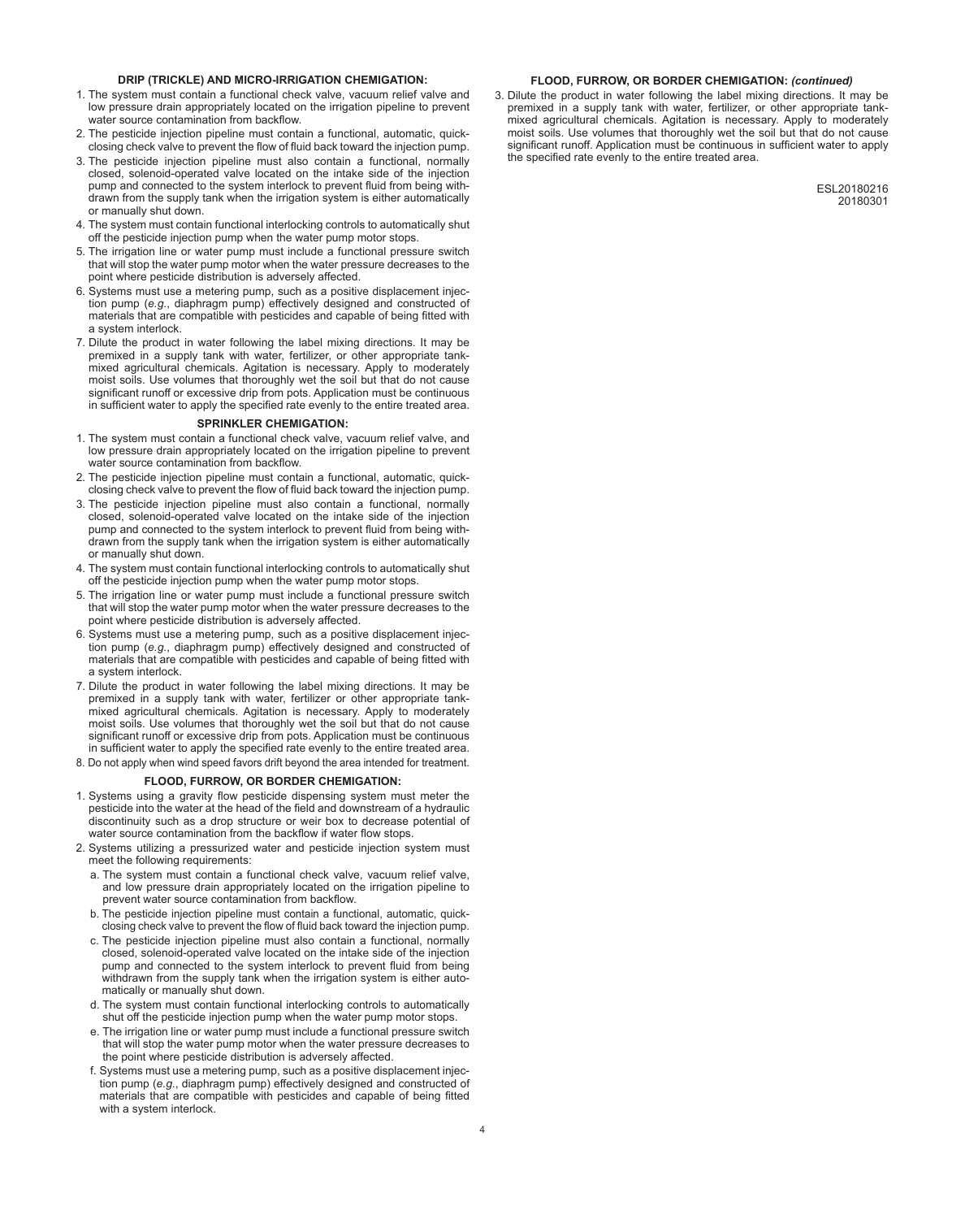### DRIP (TRICKLE) AND MICRO-IRRIGATION CHEMIGATION:

1. The system must contain a functional check valve, vacuum relief valve and low pressure drain appropriately located on the irrigation pipeline to prevent water source contamination from backflow.
2. The pesticide injection pipeline must contain a functional, automatic, quick-closing check valve to prevent the flow of fluid back toward the injection pump.
3. The pesticide injection pipeline must also contain a functional, normally closed, solenoid-operated valve located on the intake side of the injection pump and connected to the system interlock to prevent fluid from being withdrawn from the supply tank when the irrigation system is either automatically or manually shut down.
4. The system must contain functional interlocking controls to automatically shut off the pesticide injection pump when the water pump motor stops.
5. The irrigation line or water pump must include a functional pressure switch that will stop the water pump motor when the water pressure decreases to the point where pesticide distribution is adversely affected.
6. Systems must use a metering pump, such as a positive displacement injection pump (*e.g.*, diaphragm pump) effectively designed and constructed of materials that are compatible with pesticides and capable of being fitted with a system interlock.
7. Dilute the product in water following the label mixing directions. It may be premixed in a supply tank with water, fertilizer, or other appropriate tank-mixed agricultural chemicals. Agitation is necessary. Apply to moderately moist soils. Use volumes that thoroughly wet the soil but that do not cause significant runoff or excessive drip from pots. Application must be continuous in sufficient water to apply the specified rate evenly to the entire treated area.

### SPRINKLER CHEMIGATION:

1. The system must contain a functional check valve, vacuum relief valve, and low pressure drain appropriately located on the irrigation pipeline to prevent water source contamination from backflow.
2. The pesticide injection pipeline must contain a functional, automatic, quick-closing check valve to prevent the flow of fluid back toward the injection pump.
3. The pesticide injection pipeline must also contain a functional, normally closed, solenoid-operated valve located on the intake side of the injection pump and connected to the system interlock to prevent fluid from being withdrawn from the supply tank when the irrigation system is either automatically or manually shut down.
4. The system must contain functional interlocking controls to automatically shut off the pesticide injection pump when the water pump motor stops.
5. The irrigation line or water pump must include a functional pressure switch that will stop the water pump motor when the water pressure decreases to the point where pesticide distribution is adversely affected.
6. Systems must use a metering pump, such as a positive displacement injection pump (*e.g.*, diaphragm pump) effectively designed and constructed of materials that are compatible with pesticides and capable of being fitted with a system interlock.
7. Dilute the product in water following the label mixing directions. It may be premixed in a supply tank with water, fertilizer or other appropriate tank-mixed agricultural chemicals. Agitation is necessary. Apply to moderately moist soils. Use volumes that thoroughly wet the soil but that do not cause significant runoff or excessive drip from pots. Application must be continuous in sufficient water to apply the specified rate evenly to the entire treated area.
8. Do not apply when wind speed favors drift beyond the area intended for treatment.

### FLOOD, FURROW, OR BORDER CHEMIGATION:

1. Systems using a gravity flow pesticide dispensing system must meter the pesticide into the water at the head of the field and downstream of a hydraulic discontinuity such as a drop structure or weir box to decrease potential of water source contamination from the backflow if water flow stops.
2. Systems utilizing a pressurized water and pesticide injection system must meet the following requirements:
   a. The system must contain a functional check valve, vacuum relief valve, and low pressure drain appropriately located on the irrigation pipeline to prevent water source contamination from backflow.
   b. The pesticide injection pipeline must contain a functional, automatic, quick-closing check valve to prevent the flow of fluid back toward the injection pump.
   c. The pesticide injection pipeline must also contain a functional, normally closed, solenoid-operated valve located on the intake side of the injection pump and connected to the system interlock to prevent fluid from being withdrawn from the supply tank when the irrigation system is either automatically or manually shut down.
   d. The system must contain functional interlocking controls to automatically shut off the pesticide injection pump when the water pump motor stops.
   e. The irrigation line or water pump must include a functional pressure switch that will stop the water pump motor when the water pressure decreases to the point where pesticide distribution is adversely affected.
   f. Systems must use a metering pump, such as a positive displacement injection pump (*e.g.*, diaphragm pump) effectively designed and constructed of materials that are compatible with pesticides and capable of being fitted with a system interlock.

### FLOOD, FURROW, OR BORDER CHEMIGATION: *(continued)*

3. Dilute the product in water following the label mixing directions. It may be premixed in a supply tank with water, fertilizer, or other appropriate tank-mixed agricultural chemicals. Agitation is necessary. Apply to moderately moist soils. Use volumes that thoroughly wet the soil but that do not cause significant runoff. Application must be continuous in sufficient water to apply the specified rate evenly to the entire treated area.

ESL20180216
20180301